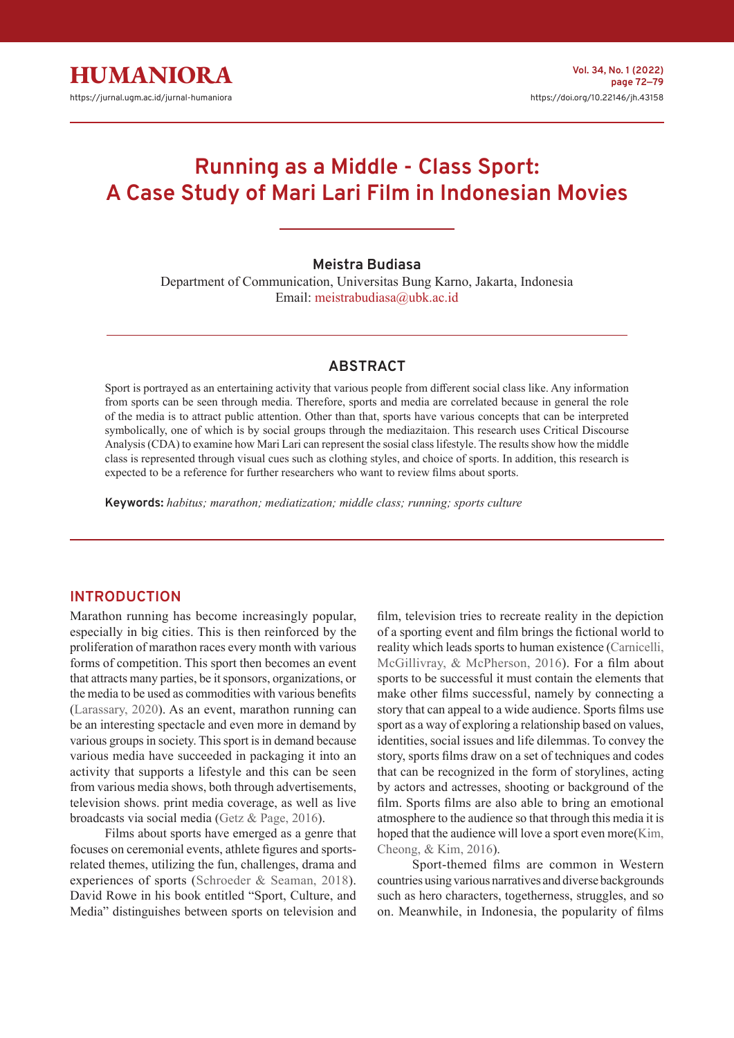# Running as a Middle - Class Sport: A Case Study of Mari Lari Film in Indonesian Movies

**Meistra Budiasa**

Department of Communication, Universitas Bung Karno, Jakarta, Indonesia
Email: meistrabudiasa@ubk.ac.id

## ABSTRACT

Sport is portrayed as an entertaining activity that various people from different social class like. Any information from sports can be seen through media. Therefore, sports and media are correlated because in general the role of the media is to attract public attention. Other than that, sports have various concepts that can be interpreted symbolically, one of which is by social groups through the mediazitaion. This research uses Critical Discourse Analysis (CDA) to examine how Mari Lari can represent the sosial class lifestyle. The results show how the middle class is represented through visual cues such as clothing styles, and choice of sports. In addition, this research is expected to be a reference for further researchers who want to review films about sports.

**Keywords:** *habitus; marathon; mediatization; middle class; running; sports culture*

## INTRODUCTION

Marathon running has become increasingly popular, especially in big cities. This is then reinforced by the proliferation of marathon races every month with various forms of competition. This sport then becomes an event that attracts many parties, be it sponsors, organizations, or the media to be used as commodities with various benefits (Larassary, 2020). As an event, marathon running can be an interesting spectacle and even more in demand by various groups in society. This sport is in demand because various media have succeeded in packaging it into an activity that supports a lifestyle and this can be seen from various media shows, both through advertisements, television shows. print media coverage, as well as live broadcasts via social media (Getz & Page, 2016).

Films about sports have emerged as a genre that focuses on ceremonial events, athlete figures and sports-related themes, utilizing the fun, challenges, drama and experiences of sports (Schroeder & Seaman, 2018). David Rowe in his book entitled "Sport, Culture, and Media" distinguishes between sports on television and film, television tries to recreate reality in the depiction of a sporting event and film brings the fictional world to reality which leads sports to human existence (Carnicelli, McGillivray, & McPherson, 2016). For a film about sports to be successful it must contain the elements that make other films successful, namely by connecting a story that can appeal to a wide audience. Sports films use sport as a way of exploring a relationship based on values, identities, social issues and life dilemmas. To convey the story, sports films draw on a set of techniques and codes that can be recognized in the form of storylines, acting by actors and actresses, shooting or background of the film. Sports films are also able to bring an emotional atmosphere to the audience so that through this media it is hoped that the audience will love a sport even more(Kim, Cheong, & Kim, 2016).

Sport-themed films are common in Western countries using various narratives and diverse backgrounds such as hero characters, togetherness, struggles, and so on. Meanwhile, in Indonesia, the popularity of films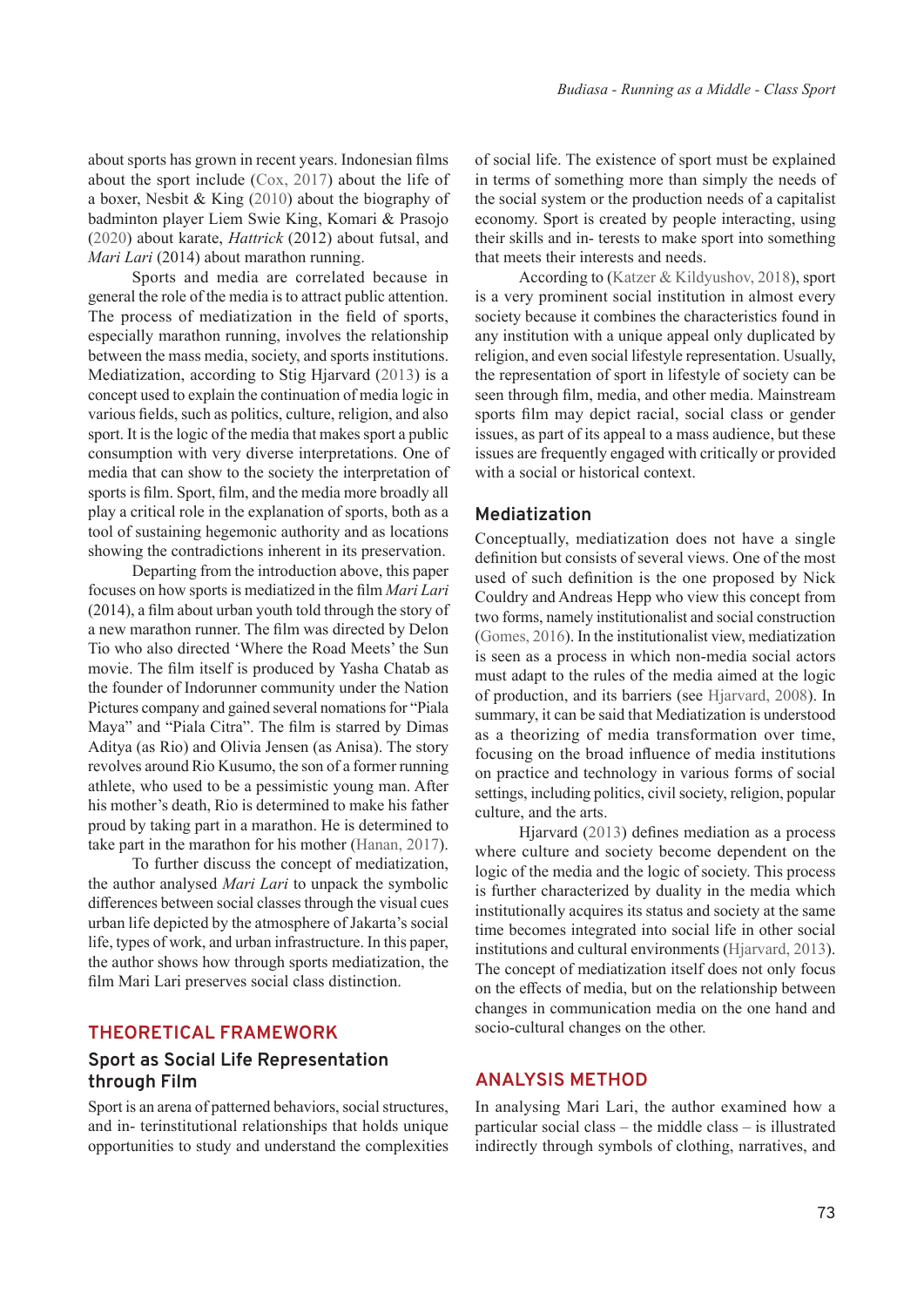about sports has grown in recent years. Indonesian films about the sport include (Cox, 2017) about the life of a boxer, Nesbit & King (2010) about the biography of badminton player Liem Swie King, Komari & Prasojo (2020) about karate, *Hattrick* (2012) about futsal, and *Mari Lari* (2014) about marathon running.

Sports and media are correlated because in general the role of the media is to attract public attention. The process of mediatization in the field of sports, especially marathon running, involves the relationship between the mass media, society, and sports institutions. Mediatization, according to Stig Hjarvard (2013) is a concept used to explain the continuation of media logic in various fields, such as politics, culture, religion, and also sport. It is the logic of the media that makes sport a public consumption with very diverse interpretations. One of media that can show to the society the interpretation of sports is film. Sport, film, and the media more broadly all play a critical role in the explanation of sports, both as a tool of sustaining hegemonic authority and as locations showing the contradictions inherent in its preservation.

Departing from the introduction above, this paper focuses on how sports is mediatized in the film *Mari Lari* (2014), a film about urban youth told through the story of a new marathon runner. The film was directed by Delon Tio who also directed 'Where the Road Meets' the Sun movie. The film itself is produced by Yasha Chatab as the founder of Indorunner community under the Nation Pictures company and gained several nomations for "Piala Maya" and "Piala Citra". The film is starred by Dimas Aditya (as Rio) and Olivia Jensen (as Anisa). The story revolves around Rio Kusumo, the son of a former running athlete, who used to be a pessimistic young man. After his mother's death, Rio is determined to make his father proud by taking part in a marathon. He is determined to take part in the marathon for his mother (Hanan, 2017).

To further discuss the concept of mediatization, the author analysed *Mari Lari* to unpack the symbolic differences between social classes through the visual cues urban life depicted by the atmosphere of Jakarta's social life, types of work, and urban infrastructure. In this paper, the author shows how through sports mediatization, the film Mari Lari preserves social class distinction.

## THEORETICAL FRAMEWORK

### Sport as Social Life Representation through Film

Sport is an arena of patterned behaviors, social structures, and in- terinstitutional relationships that holds unique opportunities to study and understand the complexities of social life. The existence of sport must be explained in terms of something more than simply the needs of the social system or the production needs of a capitalist economy. Sport is created by people interacting, using their skills and in- terests to make sport into something that meets their interests and needs.

According to (Katzer & Kildyushov, 2018), sport is a very prominent social institution in almost every society because it combines the characteristics found in any institution with a unique appeal only duplicated by religion, and even social lifestyle representation. Usually, the representation of sport in lifestyle of society can be seen through film, media, and other media. Mainstream sports film may depict racial, social class or gender issues, as part of its appeal to a mass audience, but these issues are frequently engaged with critically or provided with a social or historical context.

### Mediatization

Conceptually, mediatization does not have a single definition but consists of several views. One of the most used of such definition is the one proposed by Nick Couldry and Andreas Hepp who view this concept from two forms, namely institutionalist and social construction (Gomes, 2016). In the institutionalist view, mediatization is seen as a process in which non-media social actors must adapt to the rules of the media aimed at the logic of production, and its barriers (see Hjarvard, 2008). In summary, it can be said that Mediatization is understood as a theorizing of media transformation over time, focusing on the broad influence of media institutions on practice and technology in various forms of social settings, including politics, civil society, religion, popular culture, and the arts.

Hjarvard (2013) defines mediation as a process where culture and society become dependent on the logic of the media and the logic of society. This process is further characterized by duality in the media which institutionally acquires its status and society at the same time becomes integrated into social life in other social institutions and cultural environments (Hjarvard, 2013). The concept of mediatization itself does not only focus on the effects of media, but on the relationship between changes in communication media on the one hand and socio-cultural changes on the other.

## ANALYSIS METHOD

In analysing Mari Lari, the author examined how a particular social class – the middle class – is illustrated indirectly through symbols of clothing, narratives, and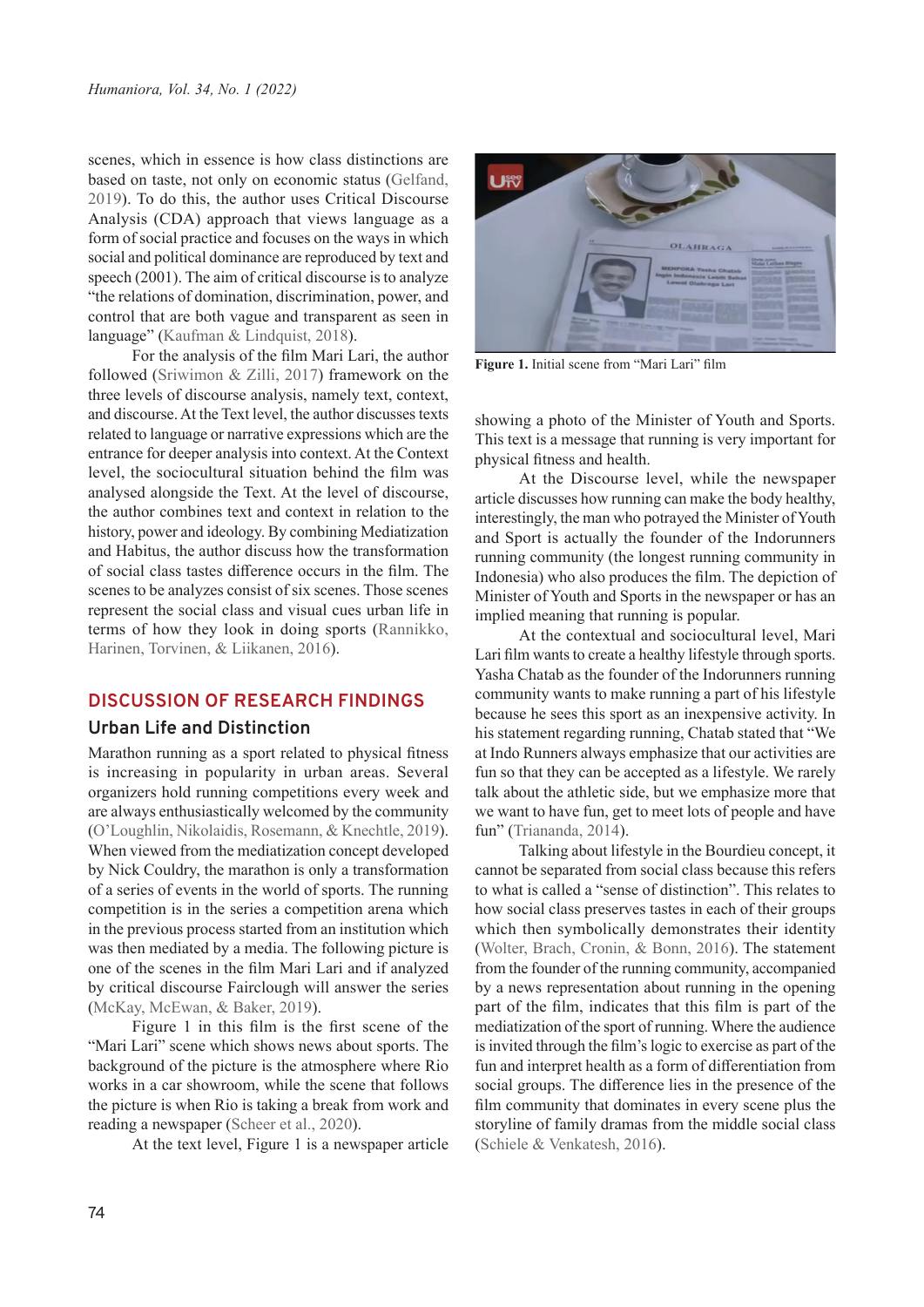scenes, which in essence is how class distinctions are based on taste, not only on economic status (Gelfand, 2019). To do this, the author uses Critical Discourse Analysis (CDA) approach that views language as a form of social practice and focuses on the ways in which social and political dominance are reproduced by text and speech (2001). The aim of critical discourse is to analyze "the relations of domination, discrimination, power, and control that are both vague and transparent as seen in language" (Kaufman & Lindquist, 2018).

For the analysis of the film Mari Lari, the author followed (Sriwimon & Zilli, 2017) framework on the three levels of discourse analysis, namely text, context, and discourse. At the Text level, the author discusses texts related to language or narrative expressions which are the entrance for deeper analysis into context. At the Context level, the sociocultural situation behind the film was analysed alongside the Text. At the level of discourse, the author combines text and context in relation to the history, power and ideology. By combining Mediatization and Habitus, the author discuss how the transformation of social class tastes difference occurs in the film. The scenes to be analyzes consist of six scenes. Those scenes represent the social class and visual cues urban life in terms of how they look in doing sports (Rannikko, Harinen, Torvinen, & Liikanen, 2016).

## DISCUSSION OF RESEARCH FINDINGS

### Urban Life and Distinction

Marathon running as a sport related to physical fitness is increasing in popularity in urban areas. Several organizers hold running competitions every week and are always enthusiastically welcomed by the community (O'Loughlin, Nikolaidis, Rosemann, & Knechtle, 2019). When viewed from the mediatization concept developed by Nick Couldry, the marathon is only a transformation of a series of events in the world of sports. The running competition is in the series a competition arena which in the previous process started from an institution which was then mediated by a media. The following picture is one of the scenes in the film Mari Lari and if analyzed by critical discourse Fairclough will answer the series (McKay, McEwan, & Baker, 2019).

Figure 1 in this film is the first scene of the "Mari Lari" scene which shows news about sports. The background of the picture is the atmosphere where Rio works in a car showroom, while the scene that follows the picture is when Rio is taking a break from work and reading a newspaper (Scheer et al., 2020).

**Figure 1.** Initial scene from "Mari Lari" film

At the text level, Figure 1 is a newspaper article showing a photo of the Minister of Youth and Sports. This text is a message that running is very important for physical fitness and health.

At the Discourse level, while the newspaper article discusses how running can make the body healthy, interestingly, the man who potrayed the Minister of Youth and Sport is actually the founder of the Indorunners running community (the longest running community in Indonesia) who also produces the film. The depiction of Minister of Youth and Sports in the newspaper or has an implied meaning that running is popular.

At the contextual and sociocultural level, Mari Lari film wants to create a healthy lifestyle through sports. Yasha Chatab as the founder of the Indorunners running community wants to make running a part of his lifestyle because he sees this sport as an inexpensive activity. In his statement regarding running, Chatab stated that "We at Indo Runners always emphasize that our activities are fun so that they can be accepted as a lifestyle. We rarely talk about the athletic side, but we emphasize more that we want to have fun, get to meet lots of people and have fun" (Triananda, 2014).

Talking about lifestyle in the Bourdieu concept, it cannot be separated from social class because this refers to what is called a "sense of distinction". This relates to how social class preserves tastes in each of their groups which then symbolically demonstrates their identity (Wolter, Brach, Cronin, & Bonn, 2016). The statement from the founder of the running community, accompanied by a news representation about running in the opening part of the film, indicates that this film is part of the mediatization of the sport of running. Where the audience is invited through the film's logic to exercise as part of the fun and interpret health as a form of differentiation from social groups. The difference lies in the presence of the film community that dominates in every scene plus the storyline of family dramas from the middle social class (Schiele & Venkatesh, 2016).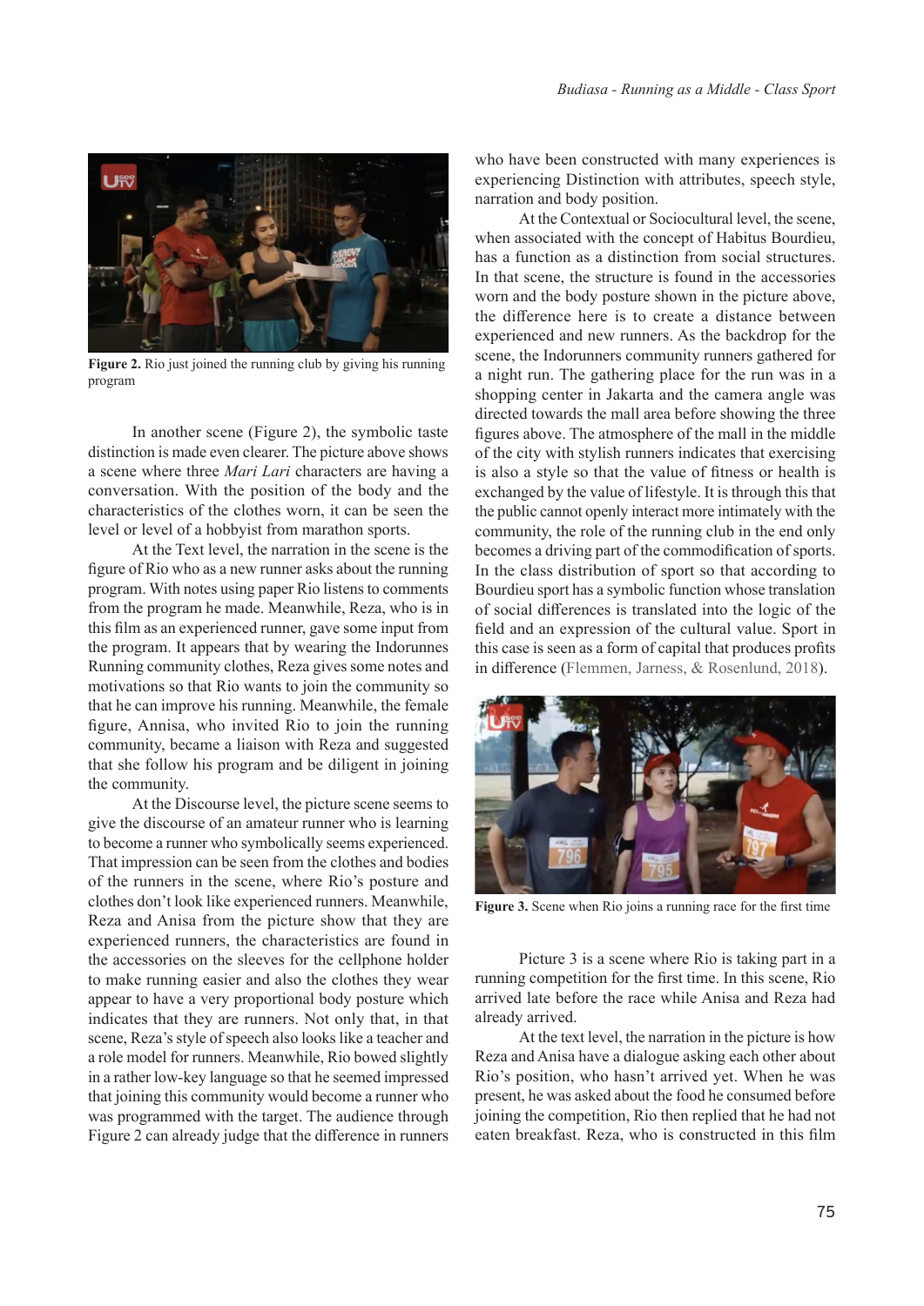Figure 2. Rio just joined the running club by giving his running program

In another scene (Figure 2), the symbolic taste distinction is made even clearer. The picture above shows a scene where three *Mari Lari* characters are having a conversation. With the position of the body and the characteristics of the clothes worn, it can be seen the level or level of a hobbyist from marathon sports.

At the Text level, the narration in the scene is the figure of Rio who as a new runner asks about the running program. With notes using paper Rio listens to comments from the program he made. Meanwhile, Reza, who is in this film as an experienced runner, gave some input from the program. It appears that by wearing the Indorunnes Running community clothes, Reza gives some notes and motivations so that Rio wants to join the community so that he can improve his running. Meanwhile, the female figure, Annisa, who invited Rio to join the running community, became a liaison with Reza and suggested that she follow his program and be diligent in joining the community.

At the Discourse level, the picture scene seems to give the discourse of an amateur runner who is learning to become a runner who symbolically seems experienced. That impression can be seen from the clothes and bodies of the runners in the scene, where Rio's posture and clothes don't look like experienced runners. Meanwhile, Reza and Anisa from the picture show that they are experienced runners, the characteristics are found in the accessories on the sleeves for the cellphone holder to make running easier and also the clothes they wear appear to have a very proportional body posture which indicates that they are runners. Not only that, in that scene, Reza's style of speech also looks like a teacher and a role model for runners. Meanwhile, Rio bowed slightly in a rather low-key language so that he seemed impressed that joining this community would become a runner who was programmed with the target. The audience through Figure 2 can already judge that the difference in runners who have been constructed with many experiences is experiencing Distinction with attributes, speech style, narration and body position.

At the Contextual or Sociocultural level, the scene, when associated with the concept of Habitus Bourdieu, has a function as a distinction from social structures. In that scene, the structure is found in the accessories worn and the body posture shown in the picture above, the difference here is to create a distance between experienced and new runners. As the backdrop for the scene, the Indorunners community runners gathered for a night run. The gathering place for the run was in a shopping center in Jakarta and the camera angle was directed towards the mall area before showing the three figures above. The atmosphere of the mall in the middle of the city with stylish runners indicates that exercising is also a style so that the value of fitness or health is exchanged by the value of lifestyle. It is through this that the public cannot openly interact more intimately with the community, the role of the running club in the end only becomes a driving part of the commodification of sports. In the class distribution of sport so that according to Bourdieu sport has a symbolic function whose translation of social differences is translated into the logic of the field and an expression of the cultural value. Sport in this case is seen as a form of capital that produces profits in difference (Flemmen, Jarness, & Rosenlund, 2018).

Figure 3. Scene when Rio joins a running race for the first time

Picture 3 is a scene where Rio is taking part in a running competition for the first time. In this scene, Rio arrived late before the race while Anisa and Reza had already arrived.

At the text level, the narration in the picture is how Reza and Anisa have a dialogue asking each other about Rio's position, who hasn't arrived yet. When he was present, he was asked about the food he consumed before joining the competition, Rio then replied that he had not eaten breakfast. Reza, who is constructed in this film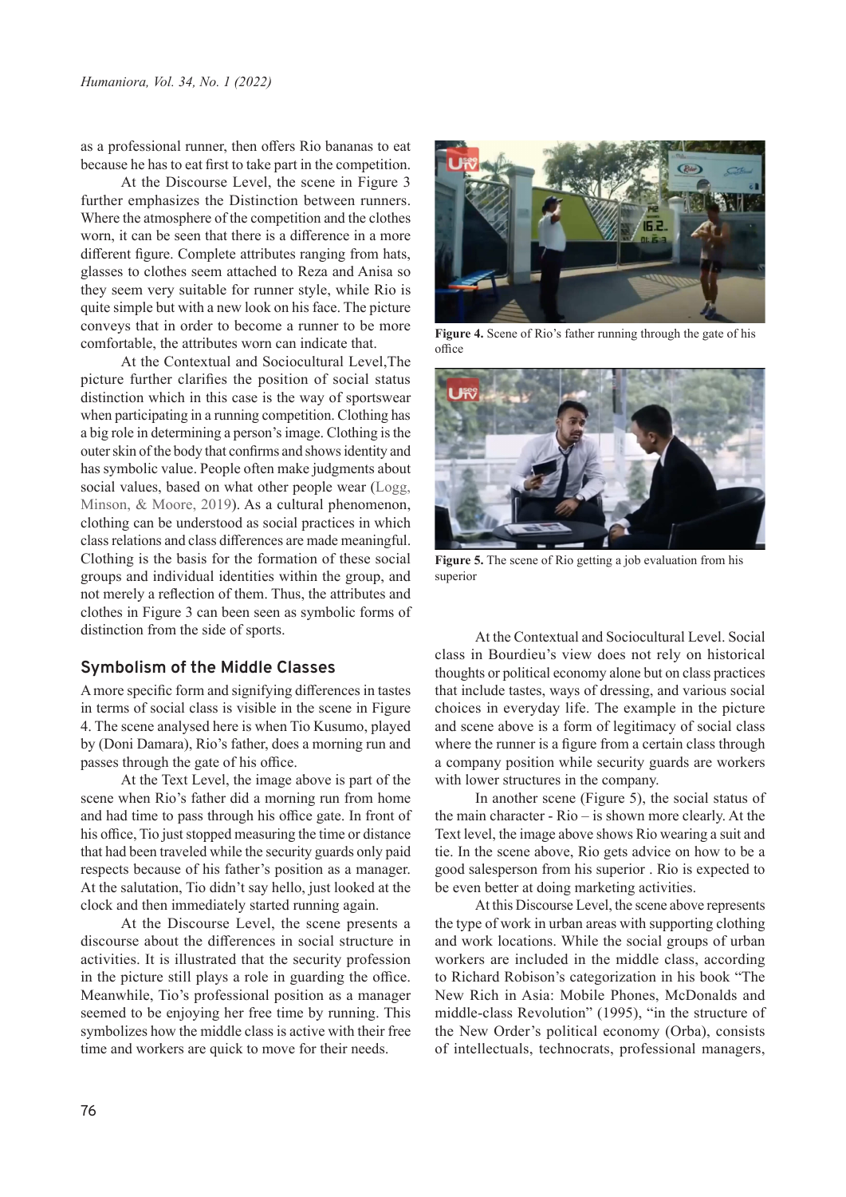as a professional runner, then offers Rio bananas to eat because he has to eat first to take part in the competition.

At the Discourse Level, the scene in Figure 3 further emphasizes the Distinction between runners. Where the atmosphere of the competition and the clothes worn, it can be seen that there is a difference in a more different figure. Complete attributes ranging from hats, glasses to clothes seem attached to Reza and Anisa so they seem very suitable for runner style, while Rio is quite simple but with a new look on his face. The picture conveys that in order to become a runner to be more comfortable, the attributes worn can indicate that.

At the Contextual and Sociocultural Level,The picture further clarifies the position of social status distinction which in this case is the way of sportswear when participating in a running competition. Clothing has a big role in determining a person's image. Clothing is the outer skin of the body that confirms and shows identity and has symbolic value. People often make judgments about social values, based on what other people wear (Logg, Minson, & Moore, 2019). As a cultural phenomenon, clothing can be understood as social practices in which class relations and class differences are made meaningful. Clothing is the basis for the formation of these social groups and individual identities within the group, and not merely a reflection of them. Thus, the attributes and clothes in Figure 3 can been seen as symbolic forms of distinction from the side of sports.

## Symbolism of the Middle Classes

A more specific form and signifying differences in tastes in terms of social class is visible in the scene in Figure 4. The scene analysed here is when Tio Kusumo, played by (Doni Damara), Rio's father, does a morning run and passes through the gate of his office.

At the Text Level, the image above is part of the scene when Rio's father did a morning run from home and had time to pass through his office gate. In front of his office, Tio just stopped measuring the time or distance that had been traveled while the security guards only paid respects because of his father's position as a manager. At the salutation, Tio didn't say hello, just looked at the clock and then immediately started running again.

At the Discourse Level, the scene presents a discourse about the differences in social structure in activities. It is illustrated that the security profession in the picture still plays a role in guarding the office. Meanwhile, Tio's professional position as a manager seemed to be enjoying her free time by running. This symbolizes how the middle class is active with their free time and workers are quick to move for their needs.

**Figure 4.** Scene of Rio's father running through the gate of his office

**Figure 5.** The scene of Rio getting a job evaluation from his superior

At the Contextual and Sociocultural Level. Social class in Bourdieu's view does not rely on historical thoughts or political economy alone but on class practices that include tastes, ways of dressing, and various social choices in everyday life. The example in the picture and scene above is a form of legitimacy of social class where the runner is a figure from a certain class through a company position while security guards are workers with lower structures in the company.

In another scene (Figure 5), the social status of the main character - Rio – is shown more clearly. At the Text level, the image above shows Rio wearing a suit and tie. In the scene above, Rio gets advice on how to be a good salesperson from his superior . Rio is expected to be even better at doing marketing activities.

At this Discourse Level, the scene above represents the type of work in urban areas with supporting clothing and work locations. While the social groups of urban workers are included in the middle class, according to Richard Robison's categorization in his book "The New Rich in Asia: Mobile Phones, McDonalds and middle-class Revolution" (1995), "in the structure of the New Order's political economy (Orba), consists of intellectuals, technocrats, professional managers,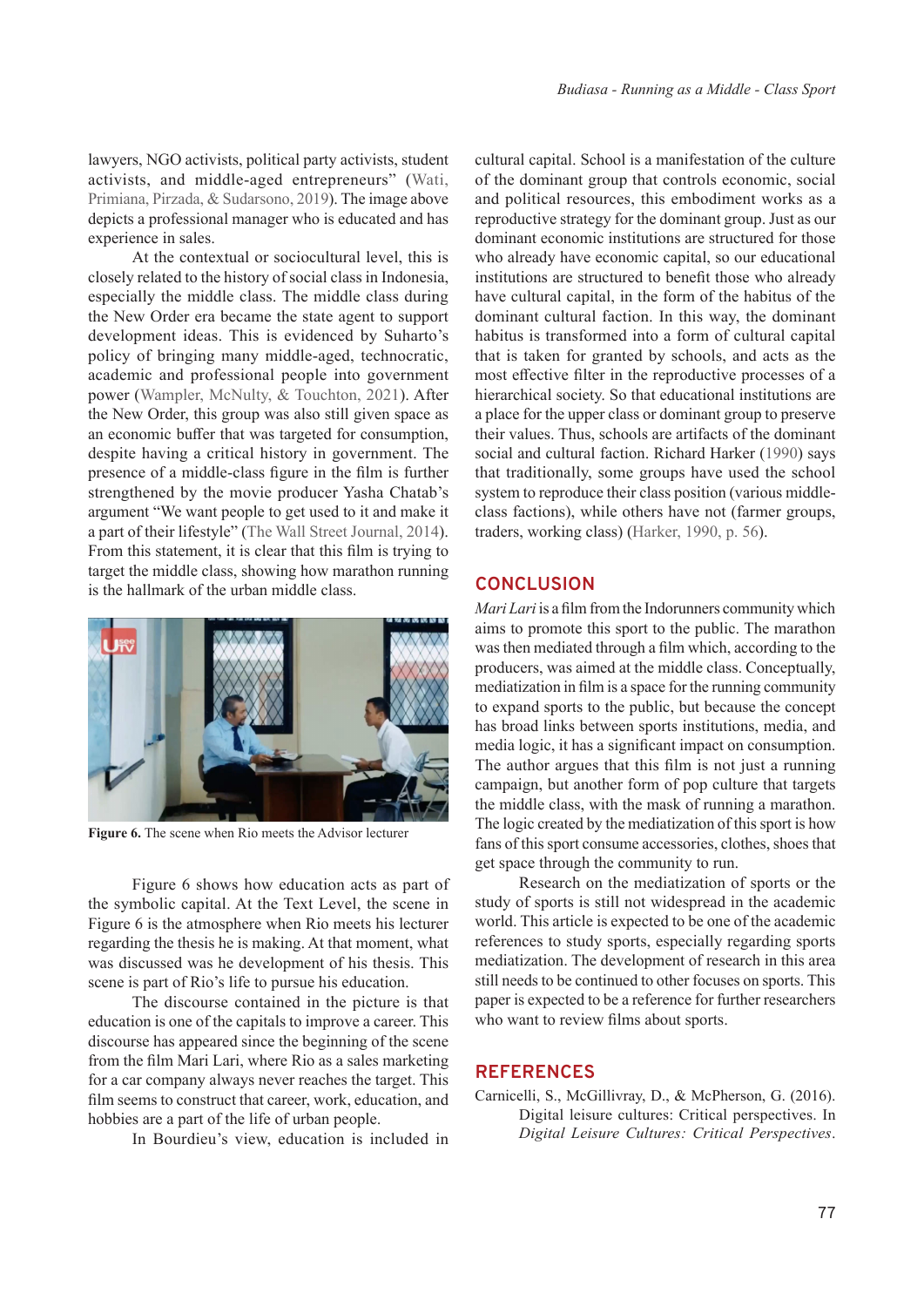lawyers, NGO activists, political party activists, student activists, and middle-aged entrepreneurs" (Wati, Primiana, Pirzada, & Sudarsono, 2019). The image above depicts a professional manager who is educated and has experience in sales.

At the contextual or sociocultural level, this is closely related to the history of social class in Indonesia, especially the middle class. The middle class during the New Order era became the state agent to support development ideas. This is evidenced by Suharto's policy of bringing many middle-aged, technocratic, academic and professional people into government power (Wampler, McNulty, & Touchton, 2021). After the New Order, this group was also still given space as an economic buffer that was targeted for consumption, despite having a critical history in government. The presence of a middle-class figure in the film is further strengthened by the movie producer Yasha Chatab's argument "We want people to get used to it and make it a part of their lifestyle" (The Wall Street Journal, 2014). From this statement, it is clear that this film is trying to target the middle class, showing how marathon running is the hallmark of the urban middle class.

**Figure 6.** The scene when Rio meets the Advisor lecturer

Figure 6 shows how education acts as part of the symbolic capital. At the Text Level, the scene in Figure 6 is the atmosphere when Rio meets his lecturer regarding the thesis he is making. At that moment, what was discussed was he development of his thesis. This scene is part of Rio's life to pursue his education.

The discourse contained in the picture is that education is one of the capitals to improve a career. This discourse has appeared since the beginning of the scene from the film Mari Lari, where Rio as a sales marketing for a car company always never reaches the target. This film seems to construct that career, work, education, and hobbies are a part of the life of urban people.

In Bourdieu's view, education is included in cultural capital. School is a manifestation of the culture of the dominant group that controls economic, social and political resources, this embodiment works as a reproductive strategy for the dominant group. Just as our dominant economic institutions are structured for those who already have economic capital, so our educational institutions are structured to benefit those who already have cultural capital, in the form of the habitus of the dominant cultural faction. In this way, the dominant habitus is transformed into a form of cultural capital that is taken for granted by schools, and acts as the most effective filter in the reproductive processes of a hierarchical society. So that educational institutions are a place for the upper class or dominant group to preserve their values. Thus, schools are artifacts of the dominant social and cultural faction. Richard Harker (1990) says that traditionally, some groups have used the school system to reproduce their class position (various middle-class factions), while others have not (farmer groups, traders, working class) (Harker, 1990, p. 56).

## CONCLUSION

*Mari Lari* is a film from the Indorunners community which aims to promote this sport to the public. The marathon was then mediated through a film which, according to the producers, was aimed at the middle class. Conceptually, mediatization in film is a space for the running community to expand sports to the public, but because the concept has broad links between sports institutions, media, and media logic, it has a significant impact on consumption. The author argues that this film is not just a running campaign, but another form of pop culture that targets the middle class, with the mask of running a marathon. The logic created by the mediatization of this sport is how fans of this sport consume accessories, clothes, shoes that get space through the community to run.

Research on the mediatization of sports or the study of sports is still not widespread in the academic world. This article is expected to be one of the academic references to study sports, especially regarding sports mediatization. The development of research in this area still needs to be continued to other focuses on sports. This paper is expected to be a reference for further researchers who want to review films about sports.

## REFERENCES

Carnicelli, S., McGillivray, D., & McPherson, G. (2016). Digital leisure cultures: Critical perspectives. In *Digital Leisure Cultures: Critical Perspectives*.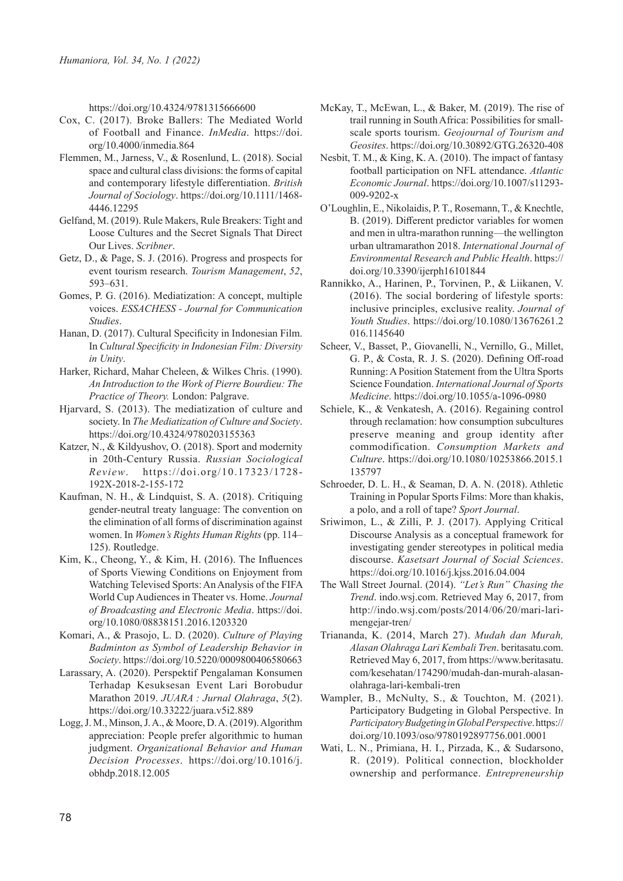https://doi.org/10.4324/9781315666600

Cox, C. (2017). Broke Ballers: The Mediated World of Football and Finance. *InMedia*. https://doi.org/10.4000/inmedia.864

Flemmen, M., Jarness, V., & Rosenlund, L. (2018). Social space and cultural class divisions: the forms of capital and contemporary lifestyle differentiation. *British Journal of Sociology*. https://doi.org/10.1111/1468-4446.12295

Gelfand, M. (2019). Rule Makers, Rule Breakers: Tight and Loose Cultures and the Secret Signals That Direct Our Lives. *Scribner*.

Getz, D., & Page, S. J. (2016). Progress and prospects for event tourism research. *Tourism Management*, *52*, 593–631.

Gomes, P. G. (2016). Mediatization: A concept, multiple voices. *ESSACHESS - Journal for Communication Studies*.

Hanan, D. (2017). Cultural Specificity in Indonesian Film. In *Cultural Specificity in Indonesian Film: Diversity in Unity*.

Harker, Richard, Mahar Cheleen, & Wilkes Chris. (1990). *An Introduction to the Work of Pierre Bourdieu: The Practice of Theory.* London: Palgrave.

Hjarvard, S. (2013). The mediatization of culture and society. In *The Mediatization of Culture and Society*. https://doi.org/10.4324/9780203155363

Katzer, N., & Kildyushov, O. (2018). Sport and modernity in 20th-Century Russia. *Russian Sociological Review*. https://doi.org/10.17323/1728-192X-2018-2-155-172

Kaufman, N. H., & Lindquist, S. A. (2018). Critiquing gender-neutral treaty language: The convention on the elimination of all forms of discrimination against women. In *Women's Rights Human Rights* (pp. 114–125). Routledge.

Kim, K., Cheong, Y., & Kim, H. (2016). The Influences of Sports Viewing Conditions on Enjoyment from Watching Televised Sports: An Analysis of the FIFA World Cup Audiences in Theater vs. Home. *Journal of Broadcasting and Electronic Media*. https://doi.org/10.1080/08838151.2016.1203320

Komari, A., & Prasojo, L. D. (2020). *Culture of Playing Badminton as Symbol of Leadership Behavior in Society*. https://doi.org/10.5220/0009800406580663

Larassary, A. (2020). Perspektif Pengalaman Konsumen Terhadap Kesuksesan Event Lari Borobudur Marathon 2019. *JUARA : Jurnal Olahraga*, *5*(2). https://doi.org/10.33222/juara.v5i2.889

Logg, J. M., Minson, J. A., & Moore, D. A. (2019). Algorithm appreciation: People prefer algorithmic to human judgment. *Organizational Behavior and Human Decision Processes*. https://doi.org/10.1016/j.obhdp.2018.12.005

McKay, T., McEwan, L., & Baker, M. (2019). The rise of trail running in South Africa: Possibilities for small-scale sports tourism. *Geojournal of Tourism and Geosites*. https://doi.org/10.30892/GTG.26320-408

Nesbit, T. M., & King, K. A. (2010). The impact of fantasy football participation on NFL attendance. *Atlantic Economic Journal*. https://doi.org/10.1007/s11293-009-9202-x

O'Loughlin, E., Nikolaidis, P. T., Rosemann, T., & Knechtle, B. (2019). Different predictor variables for women and men in ultra-marathon running—the wellington urban ultramarathon 2018. *International Journal of Environmental Research and Public Health*. https://doi.org/10.3390/ijerph16101844

Rannikko, A., Harinen, P., Torvinen, P., & Liikanen, V. (2016). The social bordering of lifestyle sports: inclusive principles, exclusive reality. *Journal of Youth Studies*. https://doi.org/10.1080/13676261.2016.1145640

Scheer, V., Basset, P., Giovanelli, N., Vernillo, G., Millet, G. P., & Costa, R. J. S. (2020). Defining Off-road Running: A Position Statement from the Ultra Sports Science Foundation. *International Journal of Sports Medicine*. https://doi.org/10.1055/a-1096-0980

Schiele, K., & Venkatesh, A. (2016). Regaining control through reclamation: how consumption subcultures preserve meaning and group identity after commodification. *Consumption Markets and Culture*. https://doi.org/10.1080/10253866.2015.1135797

Schroeder, D. L. H., & Seaman, D. A. N. (2018). Athletic Training in Popular Sports Films: More than khakis, a polo, and a roll of tape? *Sport Journal*.

Sriwimon, L., & Zilli, P. J. (2017). Applying Critical Discourse Analysis as a conceptual framework for investigating gender stereotypes in political media discourse. *Kasetsart Journal of Social Sciences*. https://doi.org/10.1016/j.kjss.2016.04.004

The Wall Street Journal. (2014). *"Let's Run" Chasing the Trend*. indo.wsj.com. Retrieved May 6, 2017, from http://indo.wsj.com/posts/2014/06/20/mari-lari-mengejar-tren/

Triananda, K. (2014, March 27). *Mudah dan Murah, Alasan Olahraga Lari Kembali Tren*. beritasatu.com. Retrieved May 6, 2017, from https://www.beritasatu.com/kesehatan/174290/mudah-dan-murah-alasan-olahraga-lari-kembali-tren

Wampler, B., McNulty, S., & Touchton, M. (2021). Participatory Budgeting in Global Perspective. In *Participatory Budgeting in Global Perspective*. https://doi.org/10.1093/oso/9780192897756.001.0001

Wati, L. N., Primiana, H. I., Pirzada, K., & Sudarsono, R. (2019). Political connection, blockholder ownership and performance. *Entrepreneurship*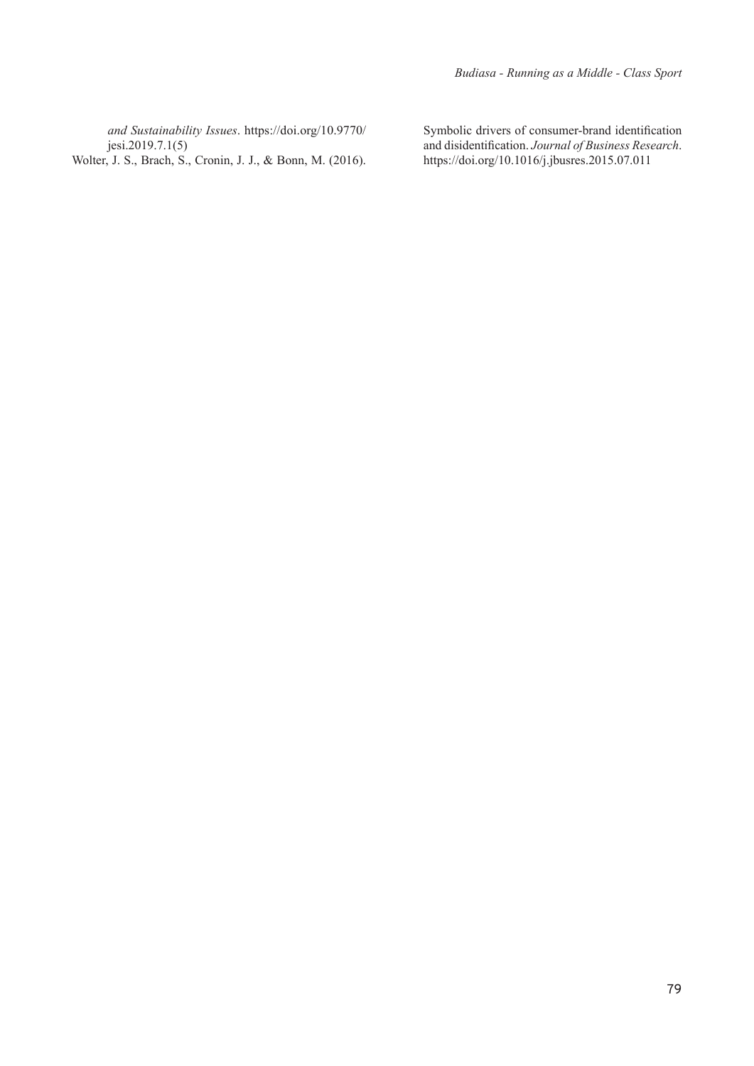*and Sustainability Issues*. https://doi.org/10.9770/jesi.2019.7.1(5)

Wolter, J. S., Brach, S., Cronin, J. J., & Bonn, M. (2016). Symbolic drivers of consumer-brand identification and disidentification. *Journal of Business Research*. https://doi.org/10.1016/j.jbusres.2015.07.011